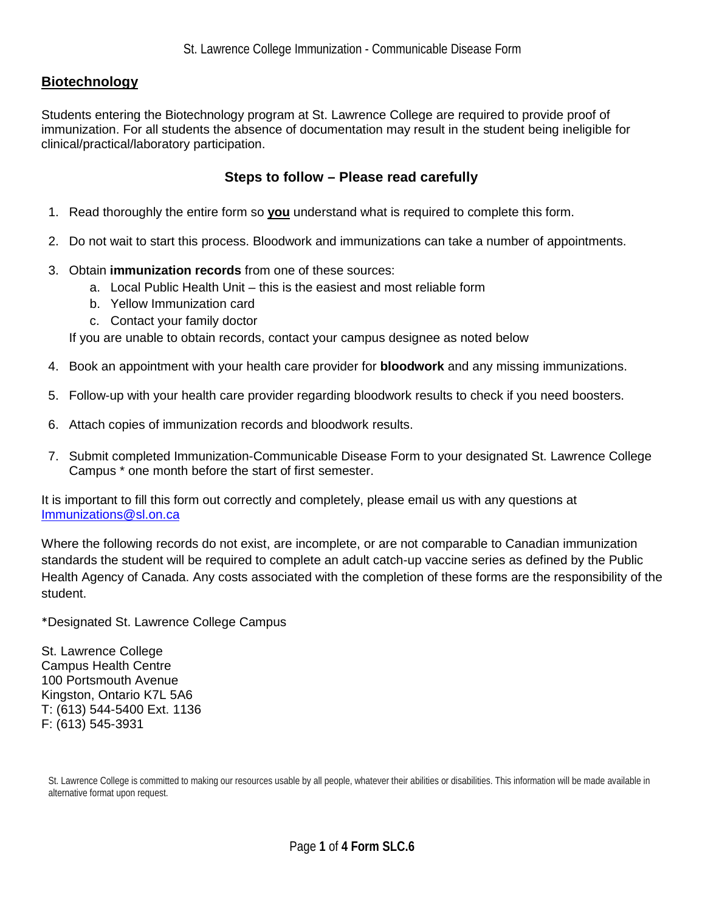## Biotechnology

Students entering the Biotechnology program at St. Lawrence College are required to provide proof of immunization. For all students the absence of documentation may result in the student being ineligible for clinical/practical/laboratory participation.

### Steps to follow – Please read carefully

1. Read thoroughly the entire form so **you** understand what is required to complete this form.
2. Do not wait to start this process. Bloodwork and immunizations can take a number of appointments.
3. Obtain **immunization records** from one of these sources:
   a. Local Public Health Unit – this is the easiest and most reliable form
   b. Yellow Immunization card
   c. Contact your family doctor

   If you are unable to obtain records, contact your campus designee as noted below
4. Book an appointment with your health care provider for **bloodwork** and any missing immunizations.
5. Follow-up with your health care provider regarding bloodwork results to check if you need boosters.
6. Attach copies of immunization records and bloodwork results.
7. Submit completed Immunization-Communicable Disease Form to your designated St. Lawrence College Campus * one month before the start of first semester.

It is important to fill this form out correctly and completely, please email us with any questions at Immunizations@sl.on.ca

Where the following records do not exist, are incomplete, or are not comparable to Canadian immunization standards the student will be required to complete an adult catch-up vaccine series as defined by the Public Health Agency of Canada. Any costs associated with the completion of these forms are the responsibility of the student.

*Designated St. Lawrence College Campus

St. Lawrence College
Campus Health Centre
100 Portsmouth Avenue
Kingston, Ontario K7L 5A6
T: (613) 544-5400 Ext. 1136
F: (613) 545-3931

St. Lawrence College is committed to making our resources usable by all people, whatever their abilities or disabilities. This information will be made available in alternative format upon request.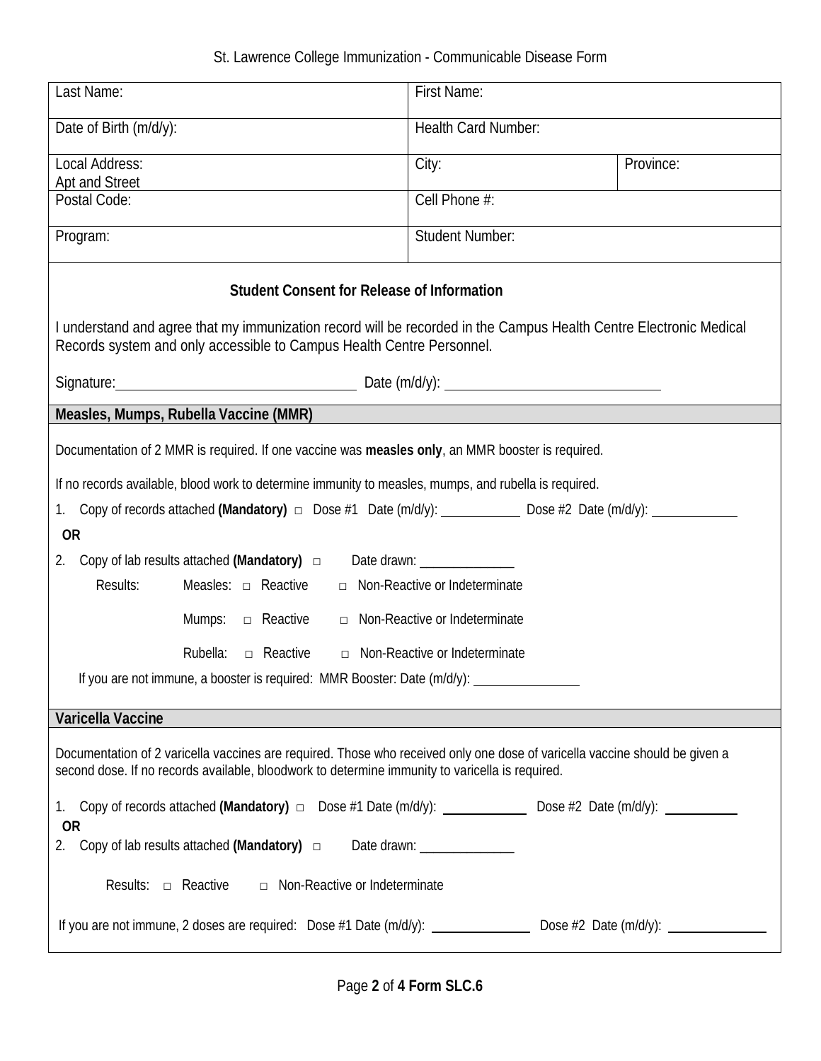St. Lawrence College Immunization - Communicable Disease Form

| Last Name: | First Name: | |
|---|---|---|
| Date of Birth (m/d/y): | Health Card Number: | |
| Local Address: Apt and Street | City: | Province: |
| Postal Code: | Cell Phone #: | |
| Program: | Student Number: | |

### Student Consent for Release of Information

I understand and agree that my immunization record will be recorded in the Campus Health Centre Electronic Medical Records system and only accessible to Campus Health Centre Personnel.

Signature:________________________ Date (m/d/y): ________________________

## Measles, Mumps, Rubella Vaccine (MMR)

Documentation of 2 MMR is required. If one vaccine was **measles only**, an MMR booster is required.

If no records available, blood work to determine immunity to measles, mumps, and rubella is required.

1. Copy of records attached **(Mandatory)** ☐ Dose #1 Date (m/d/y): __________ Dose #2 Date (m/d/y): __________

**OR**

2. Copy of lab results attached **(Mandatory)** ☐ Date drawn: __________

Results:

- Measles: ☐ Reactive ☐ Non-Reactive or Indeterminate
- Mumps: ☐ Reactive ☐ Non-Reactive or Indeterminate
- Rubella: ☐ Reactive ☐ Non-Reactive or Indeterminate

If you are not immune, a booster is required: MMR Booster: Date (m/d/y): __________

## Varicella Vaccine

Documentation of 2 varicella vaccines are required. Those who received only one dose of varicella vaccine should be given a second dose. If no records available, bloodwork to determine immunity to varicella is required.

1. Copy of records attached **(Mandatory)** ☐ Dose #1 Date (m/d/y): __________ Dose #2 Date (m/d/y): __________

**OR**

2. Copy of lab results attached **(Mandatory)** ☐ Date drawn: __________

Results: ☐ Reactive ☐ Non-Reactive or Indeterminate

If you are not immune, 2 doses are required: Dose #1 Date (m/d/y): __________ Dose #2 Date (m/d/y): __________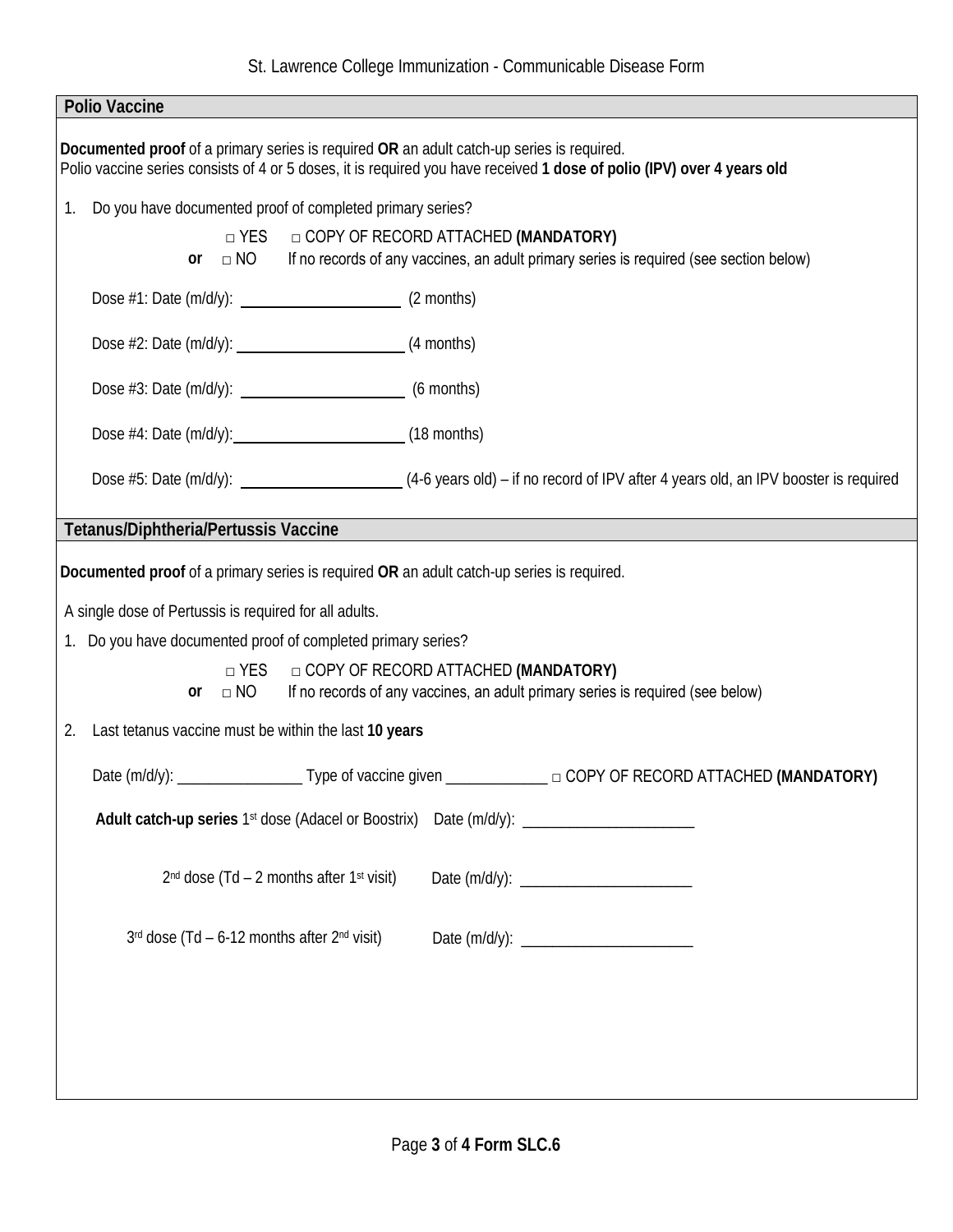St. Lawrence College Immunization - Communicable Disease Form

## Polio Vaccine

**Documented proof** of a primary series is required **OR** an adult catch-up series is required.
Polio vaccine series consists of 4 or 5 doses, it is required you have received **1 dose of polio (IPV) over 4 years old**

1. Do you have documented proof of completed primary series?

□ YES □ COPY OF RECORD ATTACHED **(MANDATORY)**
**or** □ NO If no records of any vaccines, an adult primary series is required (see section below)

Dose #1: Date (m/d/y): ____________________ (2 months)

Dose #2: Date (m/d/y): ____________________ (4 months)

Dose #3: Date (m/d/y): ____________________ (6 months)

Dose #4: Date (m/d/y): ____________________ (18 months)

Dose #5: Date (m/d/y): ____________________ (4-6 years old) – if no record of IPV after 4 years old, an IPV booster is required

## Tetanus/Diphtheria/Pertussis Vaccine

**Documented proof** of a primary series is required **OR** an adult catch-up series is required.

A single dose of Pertussis is required for all adults.

1. Do you have documented proof of completed primary series?

□ YES □ COPY OF RECORD ATTACHED **(MANDATORY)**
**or** □ NO If no records of any vaccines, an adult primary series is required (see below)

2. Last tetanus vaccine must be within the last **10 years**

Date (m/d/y): ________________ Type of vaccine given _____________ □ COPY OF RECORD ATTACHED **(MANDATORY)**

**Adult catch-up series** 1st dose (Adacel or Boostrix) Date (m/d/y): ______________________

2nd dose (Td – 2 months after 1st visit) Date (m/d/y): ______________________

3rd dose (Td – 6-12 months after 2nd visit) Date (m/d/y): ______________________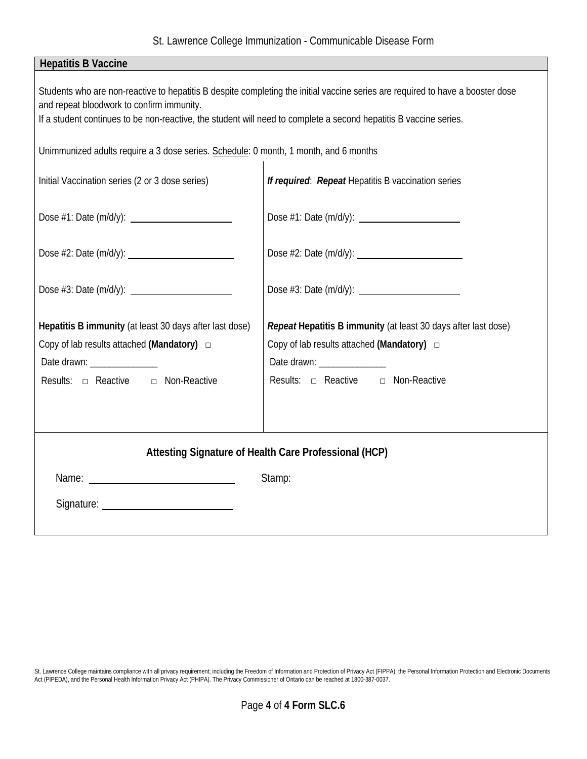## Hepatitis B Vaccine

Students who are non-reactive to hepatitis B despite completing the initial vaccine series are required to have a booster dose and repeat bloodwork to confirm immunity.
If a student continues to be non-reactive, the student will need to complete a second hepatitis B vaccine series.

Unimmunized adults require a 3 dose series. Schedule: 0 month, 1 month, and 6 months

| Initial Vaccination series (2 or 3 dose series) | ***If required***: ***Repeat*** Hepatitis B vaccination series |
| --- | --- |
| Dose #1: Date (m/d/y): ____________________ | Dose #1: Date (m/d/y): ____________________ |
| Dose #2: Date (m/d/y): ____________________ | Dose #2: Date (m/d/y): ____________________ |
| Dose #3: Date (m/d/y): ____________________ | Dose #3: Date (m/d/y): ____________________ |
| **Hepatitis B immunity** (at least 30 days after last dose) | ***Repeat* Hepatitis B immunity** (at least 30 days after last dose) |
| Copy of lab results attached **(Mandatory)** □ | Copy of lab results attached **(Mandatory)** □ |
| Date drawn: ______________ | Date drawn: ______________ |
| Results: □ Reactive □ Non-Reactive | Results: □ Reactive □ Non-Reactive |

### Attesting Signature of Health Care Professional (HCP)

Name: ____________________________ Stamp:

Signature: _________________________

St. Lawrence College maintains compliance with all privacy requirement; including the Freedom of Information and Protection of Privacy Act (FIPPA), the Personal Information Protection and Electronic Documents Act (PIPEDA), and the Personal Health Information Privacy Act (PHIPA). The Privacy Commissioner of Ontario can be reached at 1800-387-0037.